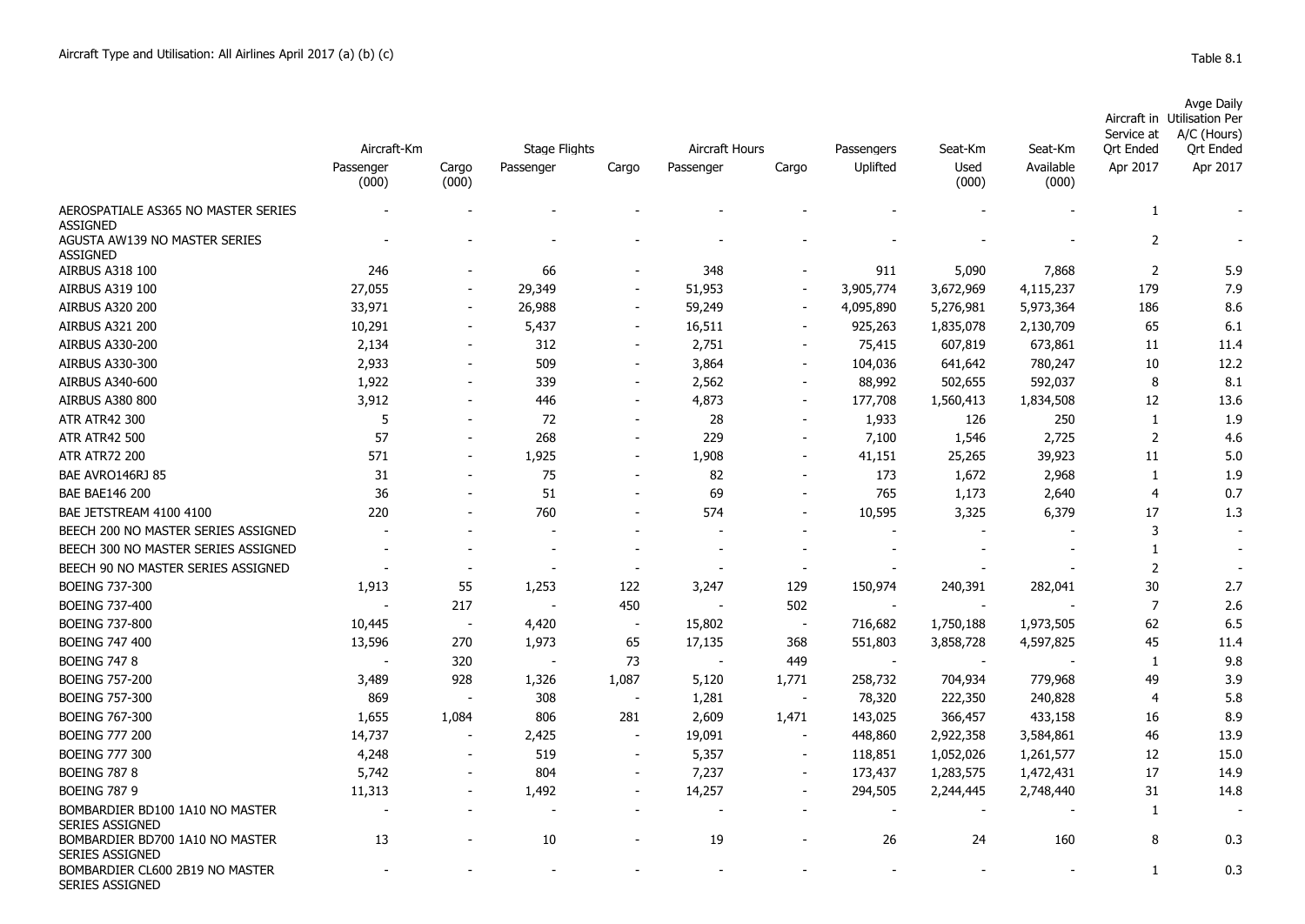Aircraft Type and Utilisation: All Airlines April 2017 (a) (b) (c)

Table 8.1

| | Aircraft-Km | | Stage Flights | | Aircraft Hours | | Passengers | Seat-Km | Seat-Km | Aircraft in Service at Qrt Ended | Avge Daily Utilisation Per A/C (Hours) Qrt Ended |
|---|---|---|---|---|---|---|---|---|---|---|---|
| | Passenger (000) | Cargo (000) | Passenger | Cargo | Passenger | Cargo | Uplifted | Used (000) | Available (000) | Apr 2017 | Apr 2017 |
| AEROSPATIALE AS365 NO MASTER SERIES ASSIGNED | - | - | - | - | - | - | - | - | - | 1 | - |
| AGUSTA AW139 NO MASTER SERIES ASSIGNED | - | - | - | - | - | - | - | - | - | 2 | - |
| AIRBUS A318 100 | 246 | - | 66 | - | 348 | - | 911 | 5,090 | 7,868 | 2 | 5.9 |
| AIRBUS A319 100 | 27,055 | - | 29,349 | - | 51,953 | - | 3,905,774 | 3,672,969 | 4,115,237 | 179 | 7.9 |
| AIRBUS A320 200 | 33,971 | - | 26,988 | - | 59,249 | - | 4,095,890 | 5,276,981 | 5,973,364 | 186 | 8.6 |
| AIRBUS A321 200 | 10,291 | - | 5,437 | - | 16,511 | - | 925,263 | 1,835,078 | 2,130,709 | 65 | 6.1 |
| AIRBUS A330-200 | 2,134 | - | 312 | - | 2,751 | - | 75,415 | 607,819 | 673,861 | 11 | 11.4 |
| AIRBUS A330-300 | 2,933 | - | 509 | - | 3,864 | - | 104,036 | 641,642 | 780,247 | 10 | 12.2 |
| AIRBUS A340-600 | 1,922 | - | 339 | - | 2,562 | - | 88,992 | 502,655 | 592,037 | 8 | 8.1 |
| AIRBUS A380 800 | 3,912 | - | 446 | - | 4,873 | - | 177,708 | 1,560,413 | 1,834,508 | 12 | 13.6 |
| ATR ATR42 300 | 5 | - | 72 | - | 28 | - | 1,933 | 126 | 250 | 1 | 1.9 |
| ATR ATR42 500 | 57 | - | 268 | - | 229 | - | 7,100 | 1,546 | 2,725 | 2 | 4.6 |
| ATR ATR72 200 | 571 | - | 1,925 | - | 1,908 | - | 41,151 | 25,265 | 39,923 | 11 | 5.0 |
| BAE AVRO146RJ 85 | 31 | - | 75 | - | 82 | - | 173 | 1,672 | 2,968 | 1 | 1.9 |
| BAE BAE146 200 | 36 | - | 51 | - | 69 | - | 765 | 1,173 | 2,640 | 4 | 0.7 |
| BAE JETSTREAM 4100 4100 | 220 | - | 760 | - | 574 | - | 10,595 | 3,325 | 6,379 | 17 | 1.3 |
| BEECH 200 NO MASTER SERIES ASSIGNED | - | - | - | - | - | - | - | - | - | 3 | - |
| BEECH 300 NO MASTER SERIES ASSIGNED | - | - | - | - | - | - | - | - | - | 1 | - |
| BEECH 90 NO MASTER SERIES ASSIGNED | - | - | - | - | - | - | - | - | - | 2 | - |
| BOEING 737-300 | 1,913 | 55 | 1,253 | 122 | 3,247 | 129 | 150,974 | 240,391 | 282,041 | 30 | 2.7 |
| BOEING 737-400 | - | 217 | - | 450 | - | 502 | - | - | - | 7 | 2.6 |
| BOEING 737-800 | 10,445 | - | 4,420 | - | 15,802 | - | 716,682 | 1,750,188 | 1,973,505 | 62 | 6.5 |
| BOEING 747 400 | 13,596 | 270 | 1,973 | 65 | 17,135 | 368 | 551,803 | 3,858,728 | 4,597,825 | 45 | 11.4 |
| BOEING 747 8 | - | 320 | - | 73 | - | 449 | - | - | - | 1 | 9.8 |
| BOEING 757-200 | 3,489 | 928 | 1,326 | 1,087 | 5,120 | 1,771 | 258,732 | 704,934 | 779,968 | 49 | 3.9 |
| BOEING 757-300 | 869 | - | 308 | - | 1,281 | - | 78,320 | 222,350 | 240,828 | 4 | 5.8 |
| BOEING 767-300 | 1,655 | 1,084 | 806 | 281 | 2,609 | 1,471 | 143,025 | 366,457 | 433,158 | 16 | 8.9 |
| BOEING 777 200 | 14,737 | - | 2,425 | - | 19,091 | - | 448,860 | 2,922,358 | 3,584,861 | 46 | 13.9 |
| BOEING 777 300 | 4,248 | - | 519 | - | 5,357 | - | 118,851 | 1,052,026 | 1,261,577 | 12 | 15.0 |
| BOEING 787 8 | 5,742 | - | 804 | - | 7,237 | - | 173,437 | 1,283,575 | 1,472,431 | 17 | 14.9 |
| BOEING 787 9 | 11,313 | - | 1,492 | - | 14,257 | - | 294,505 | 2,244,445 | 2,748,440 | 31 | 14.8 |
| BOMBARDIER BD100 1A10 NO MASTER SERIES ASSIGNED | - | - | - | - | - | - | - | - | - | 1 | - |
| BOMBARDIER BD700 1A10 NO MASTER SERIES ASSIGNED | 13 | - | 10 | - | 19 | - | 26 | 24 | 160 | 8 | 0.3 |
| BOMBARDIER CL600 2B19 NO MASTER SERIES ASSIGNED | - | - | - | - | - | - | - | - | - | 1 | 0.3 |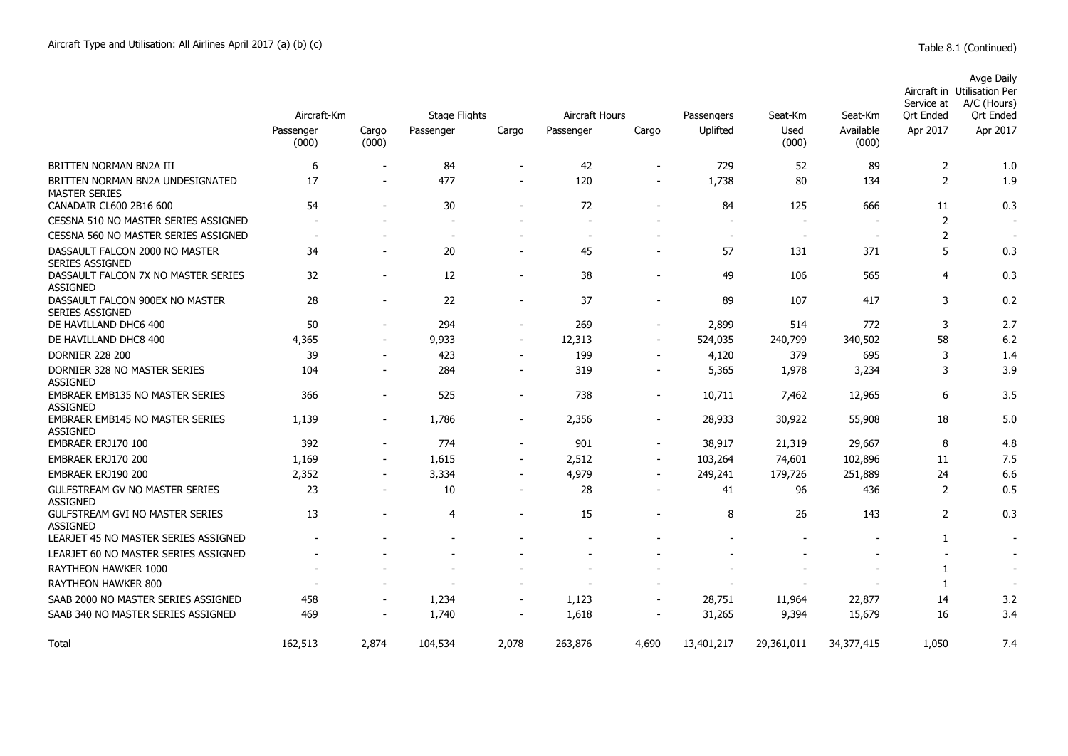Aircraft Type and Utilisation: All Airlines April 2017 (a) (b) (c)

Table 8.1 (Continued)

| | Aircraft-Km | | Stage Flights | | Aircraft Hours | | Passengers | Seat-Km | Seat-Km | Aircraft in Service at Qrt Ended | Avge Daily Utilisation Per A/C (Hours) Qrt Ended |
|---|---|---|---|---|---|---|---|---|---|---|---|
| | Passenger (000) | Cargo (000) | Passenger | Cargo | Passenger | Cargo | Uplifted | Used (000) | Available (000) | Apr 2017 | Apr 2017 |
| BRITTEN NORMAN BN2A III | 6 | - | 84 | - | 42 | - | 729 | 52 | 89 | 2 | 1.0 |
| BRITTEN NORMAN BN2A UNDESIGNATED MASTER SERIES | 17 | - | 477 | - | 120 | - | 1,738 | 80 | 134 | 2 | 1.9 |
| CANADAIR CL600 2B16 600 | 54 | - | 30 | - | 72 | - | 84 | 125 | 666 | 11 | 0.3 |
| CESSNA 510 NO MASTER SERIES ASSIGNED | - | - | - | - | - | - | - | - | - | 2 | - |
| CESSNA 560 NO MASTER SERIES ASSIGNED | - | - | - | - | - | - | - | - | - | 2 | - |
| DASSAULT FALCON 2000 NO MASTER SERIES ASSIGNED | 34 | - | 20 | - | 45 | - | 57 | 131 | 371 | 5 | 0.3 |
| DASSAULT FALCON 7X NO MASTER SERIES ASSIGNED | 32 | - | 12 | - | 38 | - | 49 | 106 | 565 | 4 | 0.3 |
| DASSAULT FALCON 900EX NO MASTER SERIES ASSIGNED | 28 | - | 22 | - | 37 | - | 89 | 107 | 417 | 3 | 0.2 |
| DE HAVILLAND DHC6 400 | 50 | - | 294 | - | 269 | - | 2,899 | 514 | 772 | 3 | 2.7 |
| DE HAVILLAND DHC8 400 | 4,365 | - | 9,933 | - | 12,313 | - | 524,035 | 240,799 | 340,502 | 58 | 6.2 |
| DORNIER 228 200 | 39 | - | 423 | - | 199 | - | 4,120 | 379 | 695 | 3 | 1.4 |
| DORNIER 328 NO MASTER SERIES ASSIGNED | 104 | - | 284 | - | 319 | - | 5,365 | 1,978 | 3,234 | 3 | 3.9 |
| EMBRAER EMB135 NO MASTER SERIES ASSIGNED | 366 | - | 525 | - | 738 | - | 10,711 | 7,462 | 12,965 | 6 | 3.5 |
| EMBRAER EMB145 NO MASTER SERIES ASSIGNED | 1,139 | - | 1,786 | - | 2,356 | - | 28,933 | 30,922 | 55,908 | 18 | 5.0 |
| EMBRAER ERJ170 100 | 392 | - | 774 | - | 901 | - | 38,917 | 21,319 | 29,667 | 8 | 4.8 |
| EMBRAER ERJ170 200 | 1,169 | - | 1,615 | - | 2,512 | - | 103,264 | 74,601 | 102,896 | 11 | 7.5 |
| EMBRAER ERJ190 200 | 2,352 | - | 3,334 | - | 4,979 | - | 249,241 | 179,726 | 251,889 | 24 | 6.6 |
| GULFSTREAM GV NO MASTER SERIES ASSIGNED | 23 | - | 10 | - | 28 | - | 41 | 96 | 436 | 2 | 0.5 |
| GULFSTREAM GVI NO MASTER SERIES ASSIGNED | 13 | - | 4 | - | 15 | - | 8 | 26 | 143 | 2 | 0.3 |
| LEARJET 45 NO MASTER SERIES ASSIGNED | - | - | - | - | - | - | - | - | - | 1 | - |
| LEARJET 60 NO MASTER SERIES ASSIGNED | - | - | - | - | - | - | - | - | - | - | - |
| RAYTHEON HAWKER 1000 | - | - | - | - | - | - | - | - | - | 1 | - |
| RAYTHEON HAWKER 800 | - | - | - | - | - | - | - | - | - | 1 | - |
| SAAB 2000 NO MASTER SERIES ASSIGNED | 458 | - | 1,234 | - | 1,123 | - | 28,751 | 11,964 | 22,877 | 14 | 3.2 |
| SAAB 340 NO MASTER SERIES ASSIGNED | 469 | - | 1,740 | - | 1,618 | - | 31,265 | 9,394 | 15,679 | 16 | 3.4 |
| Total | 162,513 | 2,874 | 104,534 | 2,078 | 263,876 | 4,690 | 13,401,217 | 29,361,011 | 34,377,415 | 1,050 | 7.4 |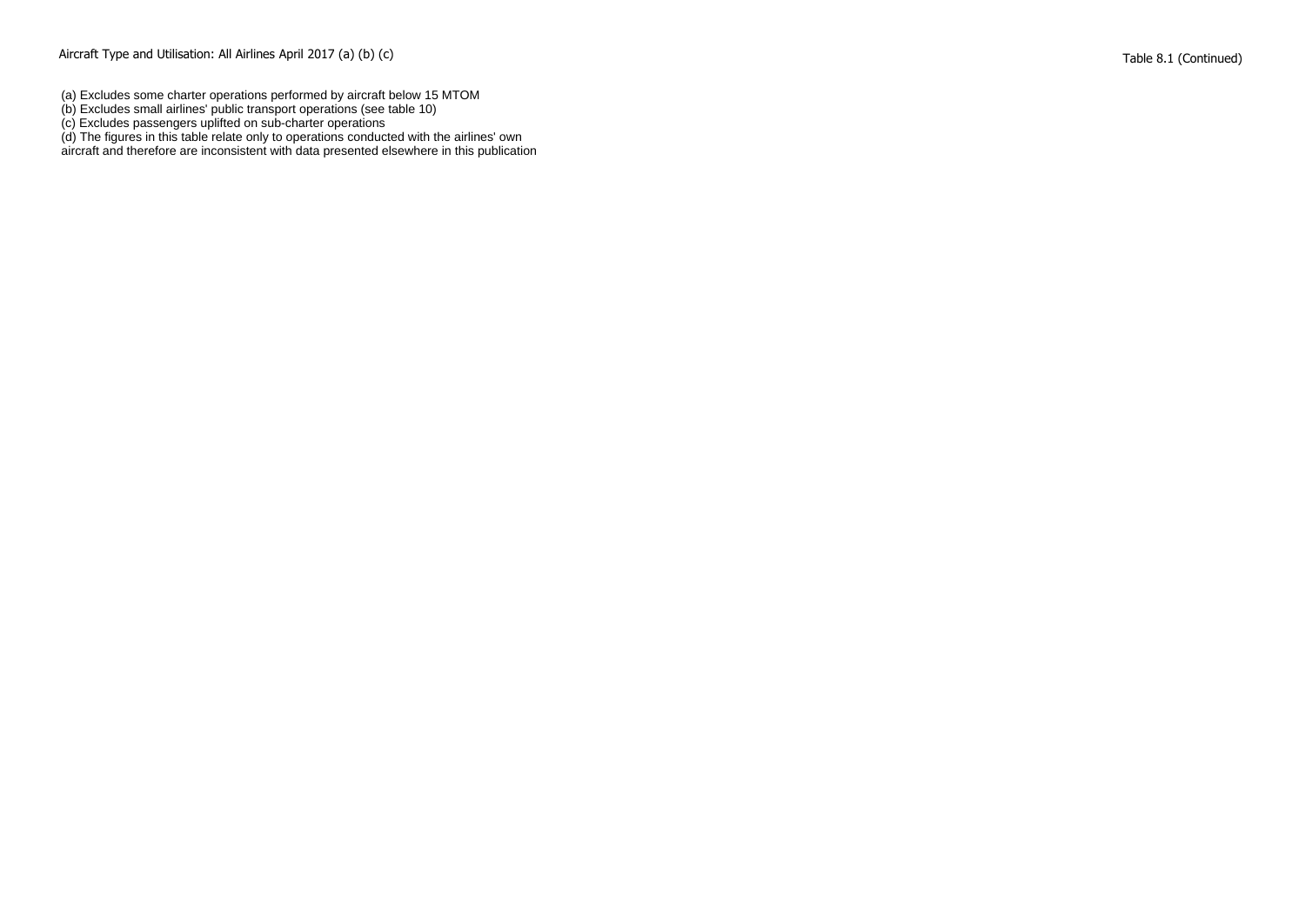Aircraft Type and Utilisation: All Airlines April 2017 (a) (b) (c)

Table 8.1 (Continued)

(a) Excludes some charter operations performed by aircraft below 15 MTOM
(b) Excludes small airlines' public transport operations (see table 10)
(c) Excludes passengers uplifted on sub-charter operations
(d) The figures in this table relate only to operations conducted with the airlines' own aircraft and therefore are inconsistent with data presented elsewhere in this publication